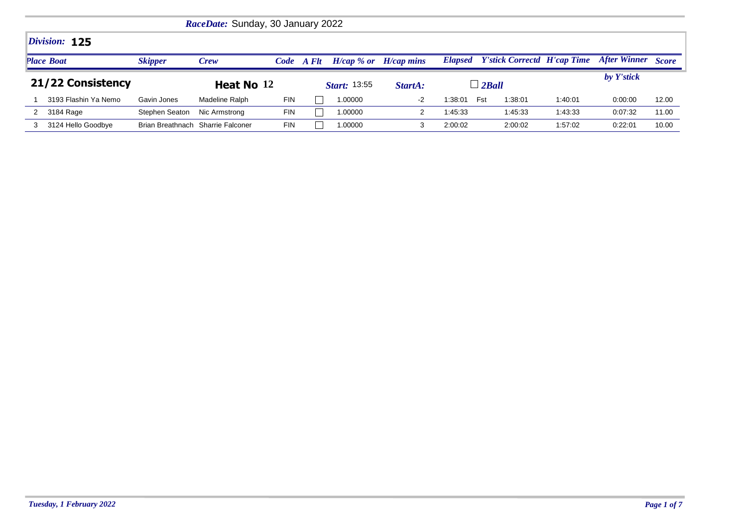*RaceDate:* Sunday, 30 January 2022

## *Division:* 125

## 21/22 Consistency

**Heat No** 12 | *Start:* 13:55 | *StartA:* | ☐ *2Ball*

| *Place* | *Boat* | *Skipper* | *Crew* | *Code* | *A Flt* | *H/cap % or* | *H/cap mins* | *Elapsed* | | *Y'stick Correctd* | *H'cap Time* | *After Winner by Y'stick* | *Score* |
|---|---|---|---|---|---|---|---|---|---|---|---|---|---|
| 1 | 3193 Flashin Ya Nemo | Gavin Jones | Madeline Ralph | FIN | ☐ | 1.00000 | -2 | 1:38:01 | Fst | 1:38:01 | 1:40:01 | 0:00:00 | 12.00 |
| 2 | 3184 Rage | Stephen Seaton | Nic Armstrong | FIN | ☐ | 1.00000 | 2 | 1:45:33 | | 1:45:33 | 1:43:33 | 0:07:32 | 11.00 |
| 3 | 3124 Hello Goodbye | Brian Breathnach | Sharrie Falconer | FIN | ☐ | 1.00000 | 3 | 2:00:02 | | 2:00:02 | 1:57:02 | 0:22:01 | 10.00 |

*Tuesday, 1 February 2022*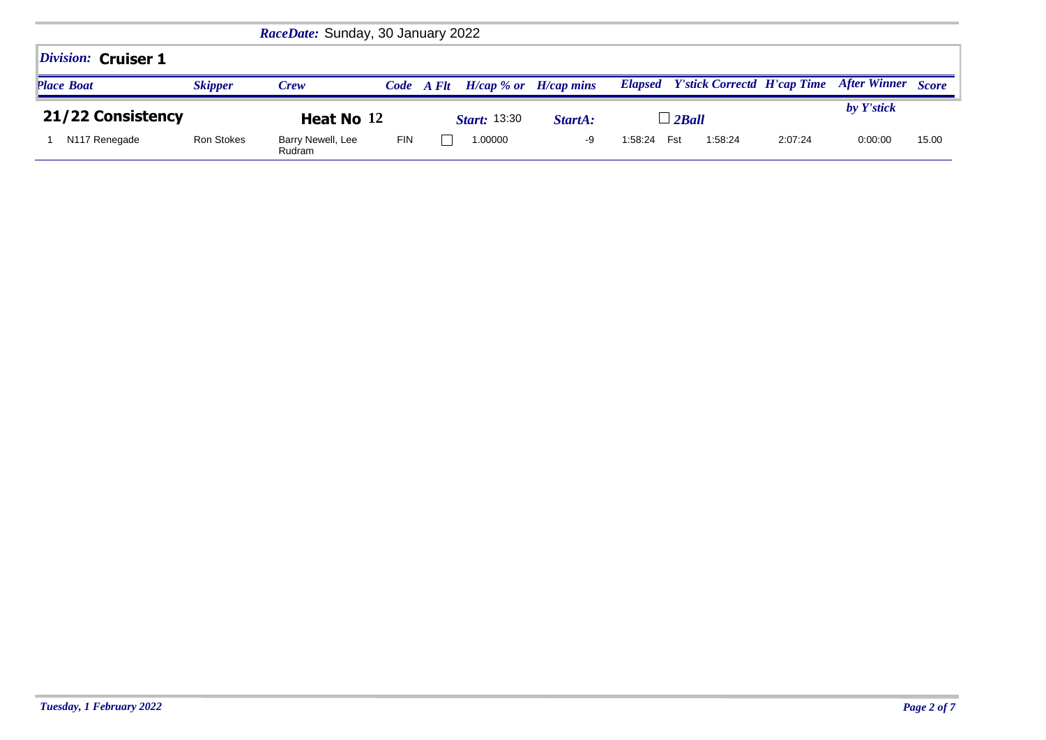*RaceDate:* Sunday, 30 January 2022

## *Division:* Cruiser 1

### 21/22 Consistency

**Heat No** 12 | *Start:* 13:30 | *StartA:* | ☐ *2Ball*

| Place | Boat | Skipper | Crew | Code | A Flt | H/cap % or | H/cap mins | Elapsed | Y'stick | Correctd | H'cap Time | After Winner by Y'stick | Score |
|---|---|---|---|---|---|---|---|---|---|---|---|---|---|
| 1 | N117 Renegade | Ron Stokes | Barry Newell, Lee Rudram | FIN | ☐ | 1.00000 | -9 | 1:58:24 | Fst | 1:58:24 | 2:07:24 | 0:00:00 | 15.00 |

*Tuesday, 1 February 2022*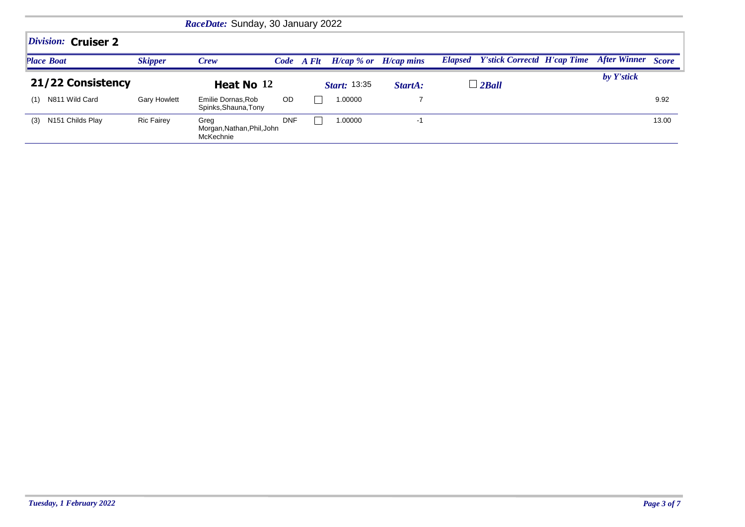*RaceDate:* Sunday, 30 January 2022

## *Division:* **Cruiser 2**

### 21/22 Consistency — Heat No 12 — *Start:* 13:35 — *StartA:* — ☐ *2Ball*

| *Place* | *Boat* | *Skipper* | *Crew* | *Code* | *A Flt* | *H/cap % or* | *H/cap mins* | *Elapsed* | *Y'stick Correctd* | *H'cap Time* | *After Winner by Y'stick* | *Score* |
|---|---|---|---|---|---|---|---|---|---|---|---|---|
| (1) | N811 Wild Card | Gary Howlett | Emilie Dornas,Rob Spinks,Shauna,Tony | OD | ☐ | 1.00000 | 7 | | | | | 9.92 |
| (3) | N151 Childs Play | Ric Fairey | Greg Morgan,Nathan,Phil,John McKechnie | DNF | ☐ | 1.00000 | -1 | | | | | 13.00 |

*Tuesday, 1 February 2022*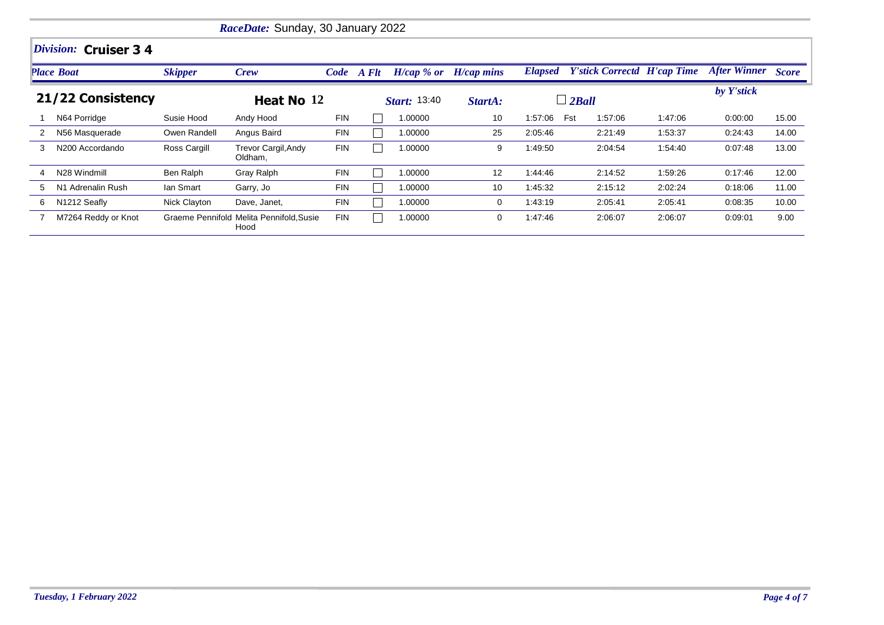*RaceDate:* Sunday, 30 January 2022

## *Division:* Cruiser 3 4

### 21/22 Consistency — Heat No 12 — *Start:* 13:40 — *StartA:* — 2Ball

| Place | Boat | Skipper | Crew | Code | A Flt | H/cap % or | H/cap mins | Elapsed | | Y'stick Correctd | H'cap Time | After Winner by Y'stick | Score |
|---|---|---|---|---|---|---|---|---|---|---|---|---|---|
| 1 | N64 Porridge | Susie Hood | Andy Hood | FIN | | 1.00000 | 10 | 1:57:06 | Fst | 1:57:06 | 1:47:06 | 0:00:00 | 15.00 |
| 2 | N56 Masquerade | Owen Randell | Angus Baird | FIN | | 1.00000 | 25 | 2:05:46 | | 2:21:49 | 1:53:37 | 0:24:43 | 14.00 |
| 3 | N200 Accordando | Ross Cargill | Trevor Cargil,Andy Oldham, | FIN | | 1.00000 | 9 | 1:49:50 | | 2:04:54 | 1:54:40 | 0:07:48 | 13.00 |
| 4 | N28 Windmill | Ben Ralph | Gray Ralph | FIN | | 1.00000 | 12 | 1:44:46 | | 2:14:52 | 1:59:26 | 0:17:46 | 12.00 |
| 5 | N1 Adrenalin Rush | Ian Smart | Garry, Jo | FIN | | 1.00000 | 10 | 1:45:32 | | 2:15:12 | 2:02:24 | 0:18:06 | 11.00 |
| 6 | N1212 Seafly | Nick Clayton | Dave, Janet, | FIN | | 1.00000 | 0 | 1:43:19 | | 2:05:41 | 2:05:41 | 0:08:35 | 10.00 |
| 7 | M7264 Reddy or Knot | Graeme Pennifold | Melita Pennifold,Susie Hood | FIN | | 1.00000 | 0 | 1:47:46 | | 2:06:07 | 2:06:07 | 0:09:01 | 9.00 |

*Tuesday, 1 February 2022*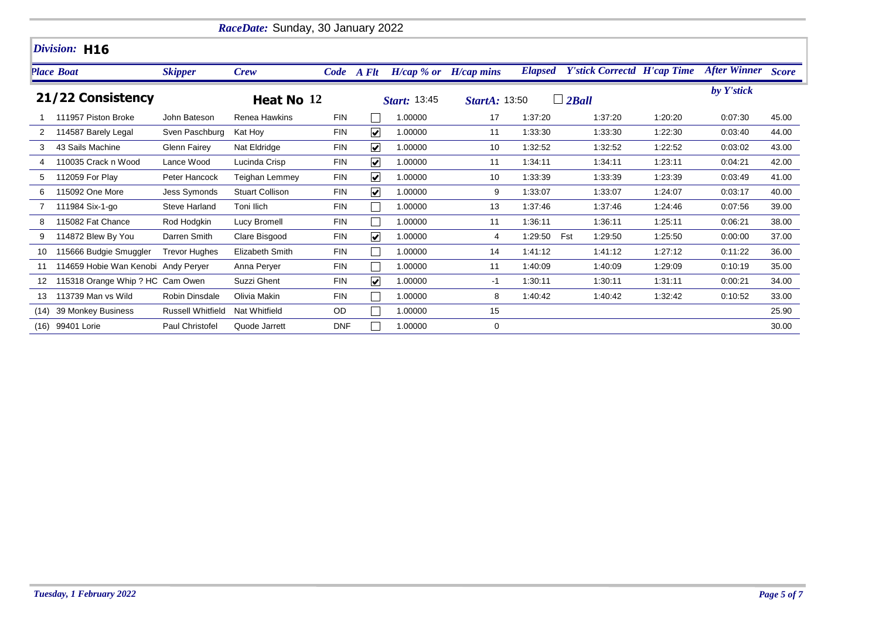RaceDate: Sunday, 30 January 2022

## Division: H16

### 21/22 Consistency — Heat No 12

Start: 13:45 | StartA: 13:50 | ☐ 2Ball

| Place | Boat | Skipper | Crew | Code | A Flt | H/cap % or | H/cap mins | Elapsed | | Y'stick Correctd | H'cap Time | After Winner by Y'stick | Score |
|---|---|---|---|---|---|---|---|---|---|---|---|---|---|
| 1 | 111957 Piston Broke | John Bateson | Renea Hawkins | FIN | ☐ | 1.00000 | 17 | 1:37:20 | | 1:37:20 | 1:20:20 | 0:07:30 | 45.00 |
| 2 | 114587 Barely Legal | Sven Paschburg | Kat Hoy | FIN | ☑ | 1.00000 | 11 | 1:33:30 | | 1:33:30 | 1:22:30 | 0:03:40 | 44.00 |
| 3 | 43 Sails Machine | Glenn Fairey | Nat Eldridge | FIN | ☑ | 1.00000 | 10 | 1:32:52 | | 1:32:52 | 1:22:52 | 0:03:02 | 43.00 |
| 4 | 110035 Crack n Wood | Lance Wood | Lucinda Crisp | FIN | ☑ | 1.00000 | 11 | 1:34:11 | | 1:34:11 | 1:23:11 | 0:04:21 | 42.00 |
| 5 | 112059 For Play | Peter Hancock | Teighan Lemmey | FIN | ☑ | 1.00000 | 10 | 1:33:39 | | 1:33:39 | 1:23:39 | 0:03:49 | 41.00 |
| 6 | 115092 One More | Jess Symonds | Stuart Collison | FIN | ☑ | 1.00000 | 9 | 1:33:07 | | 1:33:07 | 1:24:07 | 0:03:17 | 40.00 |
| 7 | 111984 Six-1-go | Steve Harland | Toni Ilich | FIN | ☐ | 1.00000 | 13 | 1:37:46 | | 1:37:46 | 1:24:46 | 0:07:56 | 39.00 |
| 8 | 115082 Fat Chance | Rod Hodgkin | Lucy Bromell | FIN | ☐ | 1.00000 | 11 | 1:36:11 | | 1:36:11 | 1:25:11 | 0:06:21 | 38.00 |
| 9 | 114872 Blew By You | Darren Smith | Clare Bisgood | FIN | ☑ | 1.00000 | 4 | 1:29:50 | Fst | 1:29:50 | 1:25:50 | 0:00:00 | 37.00 |
| 10 | 115666 Budgie Smuggler | Trevor Hughes | Elizabeth Smith | FIN | ☐ | 1.00000 | 14 | 1:41:12 | | 1:41:12 | 1:27:12 | 0:11:22 | 36.00 |
| 11 | 114659 Hobie Wan Kenobi | Andy Peryer | Anna Peryer | FIN | ☐ | 1.00000 | 11 | 1:40:09 | | 1:40:09 | 1:29:09 | 0:10:19 | 35.00 |
| 12 | 115318 Orange Whip ? HC | Cam Owen | Suzzi Ghent | FIN | ☑ | 1.00000 | -1 | 1:30:11 | | 1:30:11 | 1:31:11 | 0:00:21 | 34.00 |
| 13 | 113739 Man vs Wild | Robin Dinsdale | Olivia Makin | FIN | ☐ | 1.00000 | 8 | 1:40:42 | | 1:40:42 | 1:32:42 | 0:10:52 | 33.00 |
| (14) | 39 Monkey Business | Russell Whitfield | Nat Whitfield | OD | ☐ | 1.00000 | 15 | | | | | | 25.90 |
| (16) | 99401 Lorie | Paul Christofel | Quode Jarrett | DNF | ☐ | 1.00000 | 0 | | | | | | 30.00 |

*Tuesday, 1 February 2022*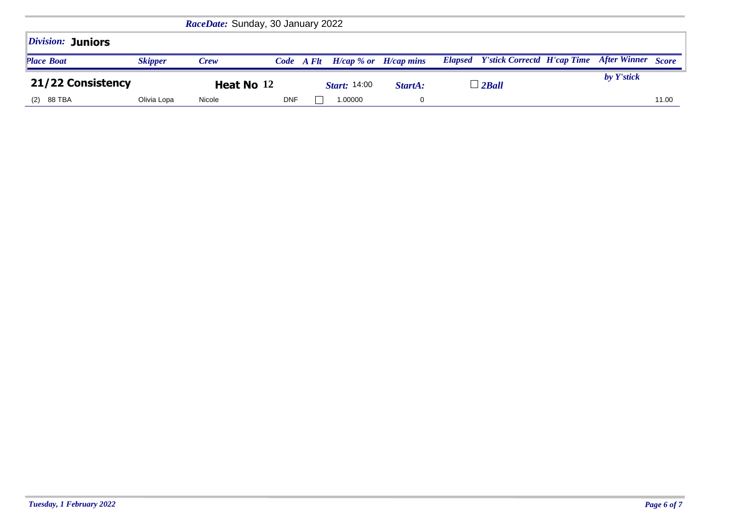*RaceDate:* Sunday, 30 January 2022

## *Division:* **Juniors**

### 21/22 Consistency — Heat No 12 — *Start:* 14:00 — *StartA:* — ☐ *2Ball*

| *Place* | *Boat* | *Skipper* | *Crew* | *Code* | *A Flt* | *H/cap % or* | *H/cap mins* | *Elapsed* | *Y'stick Correctd* | *H'cap Time* | *After Winner by Y'stick* | *Score* |
|---|---|---|---|---|---|---|---|---|---|---|---|---|
| (2) | 88 TBA | Olivia Lopa | Nicole | DNF | ☐ | 1.00000 | 0 | | | | | 11.00 |

*Tuesday, 1 February 2022*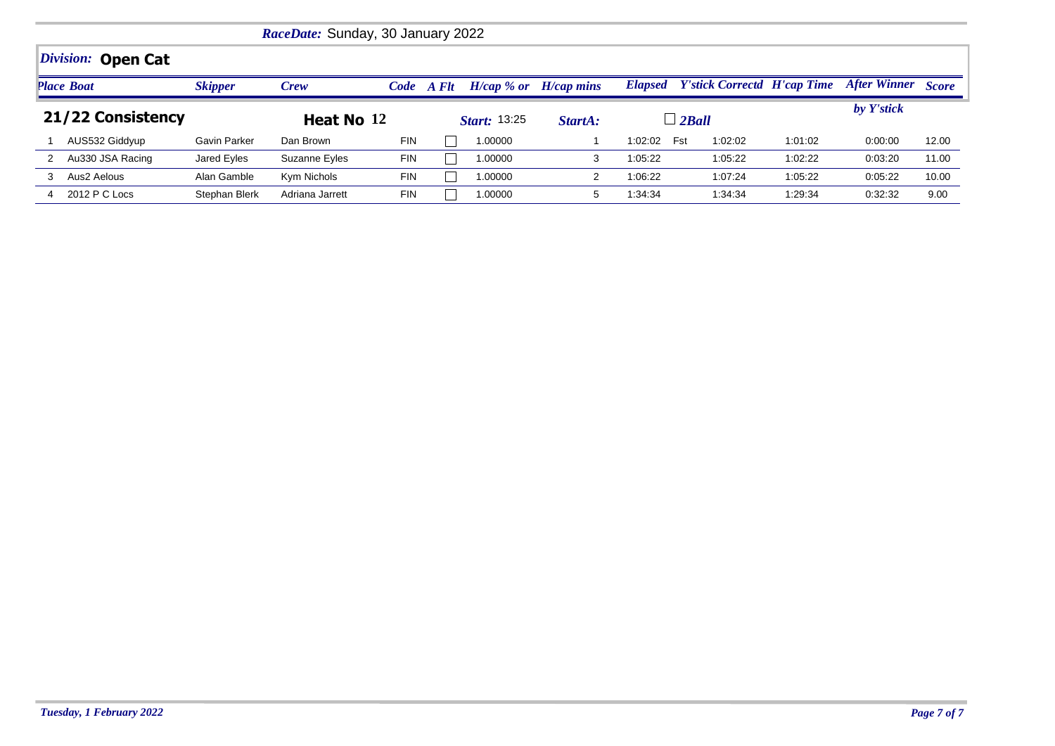*RaceDate:* Sunday, 30 January 2022

## *Division:* **Open Cat**

### 21/22 Consistency — Heat No 12 — *Start:* 13:25 — *StartA:* — 2Ball

| Place | Boat | Skipper | Crew | Code | A Flt | H/cap % or | H/cap mins | Elapsed | | Y'stick Correctd | H'cap Time | After Winner by Y'stick | Score |
|---|---|---|---|---|---|---|---|---|---|---|---|---|---|
| 1 | AUS532 Giddyup | Gavin Parker | Dan Brown | FIN | | 1.00000 | 1 | 1:02:02 | Fst | 1:02:02 | 1:01:02 | 0:00:00 | 12.00 |
| 2 | Au330 JSA Racing | Jared Eyles | Suzanne Eyles | FIN | | 1.00000 | 3 | 1:05:22 | | 1:05:22 | 1:02:22 | 0:03:20 | 11.00 |
| 3 | Aus2 Aelous | Alan Gamble | Kym Nichols | FIN | | 1.00000 | 2 | 1:06:22 | | 1:07:24 | 1:05:22 | 0:05:22 | 10.00 |
| 4 | 2012 P C Locs | Stephan Blerk | Adriana Jarrett | FIN | | 1.00000 | 5 | 1:34:34 | | 1:34:34 | 1:29:34 | 0:32:32 | 9.00 |

*Tuesday, 1 February 2022*